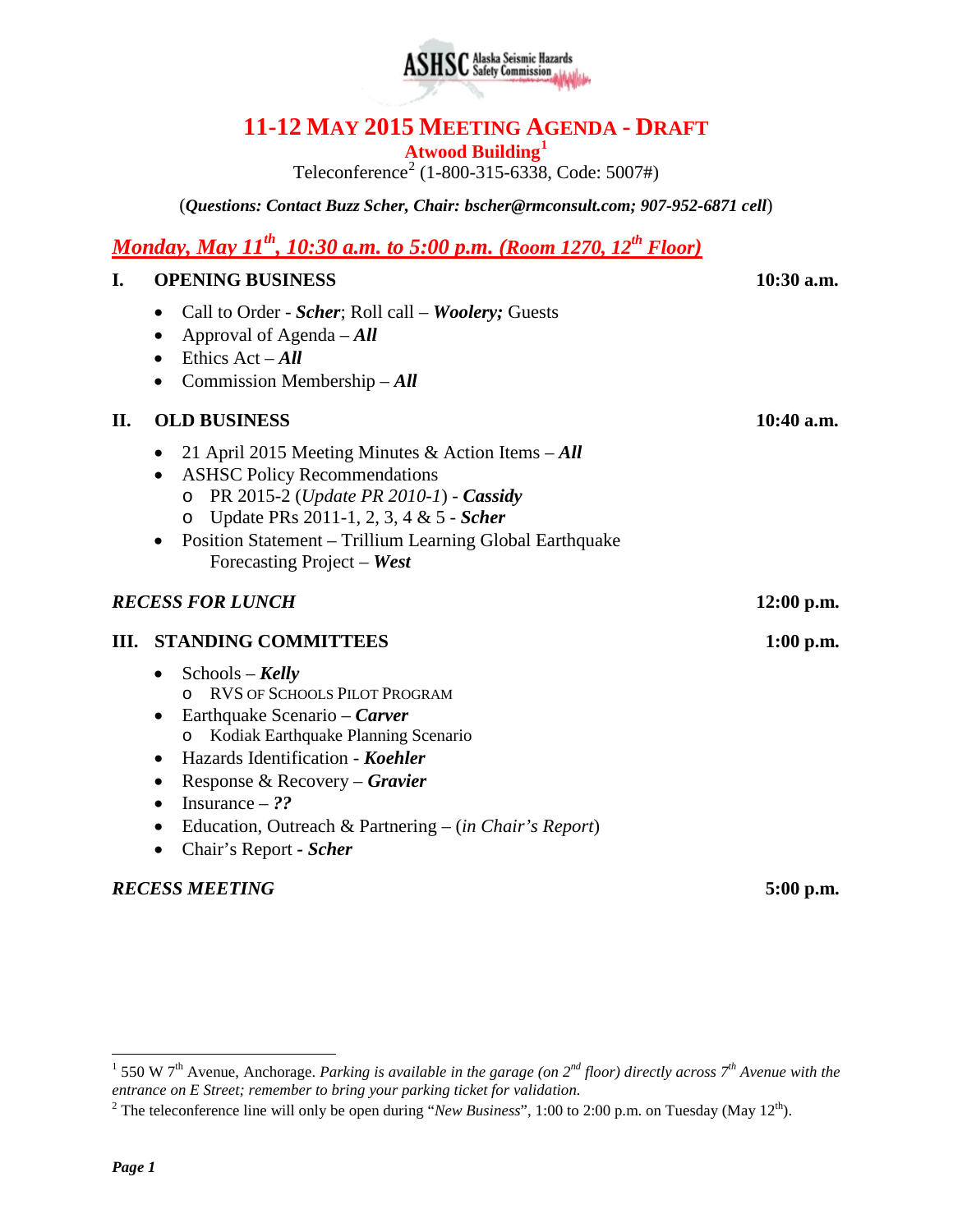ASHSC Alaska Seismic Hazards Safety Commission

# 11-12 MAY 2015 MEETING AGENDA - DRAFT

**Atwood Building**[1]

Teleconference[2] (1-800-315-6338, Code: 5007#)

(***Questions: Contact Buzz Scher, Chair: bscher@rmconsult.com; 907-952-6871 cell***)

## *Monday, May 11th, 10:30 a.m. to 5:00 p.m. (Room 1270, 12th Floor)*

### I. OPENING BUSINESS — 10:30 a.m.

- Call to Order - ***Scher***; Roll call – ***Woolery;*** Guests
- Approval of Agenda – ***All***
- Ethics Act – ***All***
- Commission Membership – ***All***

### II. OLD BUSINESS — 10:40 a.m.

- 21 April 2015 Meeting Minutes & Action Items – ***All***
- ASHSC Policy Recommendations
  - PR 2015-2 (*Update PR 2010-1*) - ***Cassidy***
  - Update PRs 2011-1, 2, 3, 4 & 5 - ***Scher***
- Position Statement – Trillium Learning Global Earthquake Forecasting Project – ***West***

***RECESS FOR LUNCH*** — **12:00 p.m.**

### III. STANDING COMMITTEES — 1:00 p.m.

- Schools – ***Kelly***
  - RVS OF SCHOOLS PILOT PROGRAM
- Earthquake Scenario – ***Carver***
  - Kodiak Earthquake Planning Scenario
- Hazards Identification - ***Koehler***
- Response & Recovery – ***Gravier***
- Insurance – ***??***
- Education, Outreach & Partnering – (*in Chair's Report*)
- Chair's Report - ***Scher***

***RECESS MEETING*** — **5:00 p.m.**

---

[1] 550 W 7th Avenue, Anchorage. *Parking is available in the garage (on 2nd floor) directly across 7th Avenue with the entrance on E Street; remember to bring your parking ticket for validation.*

[2] The teleconference line will only be open during "*New Business*", 1:00 to 2:00 p.m. on Tuesday (May 12th).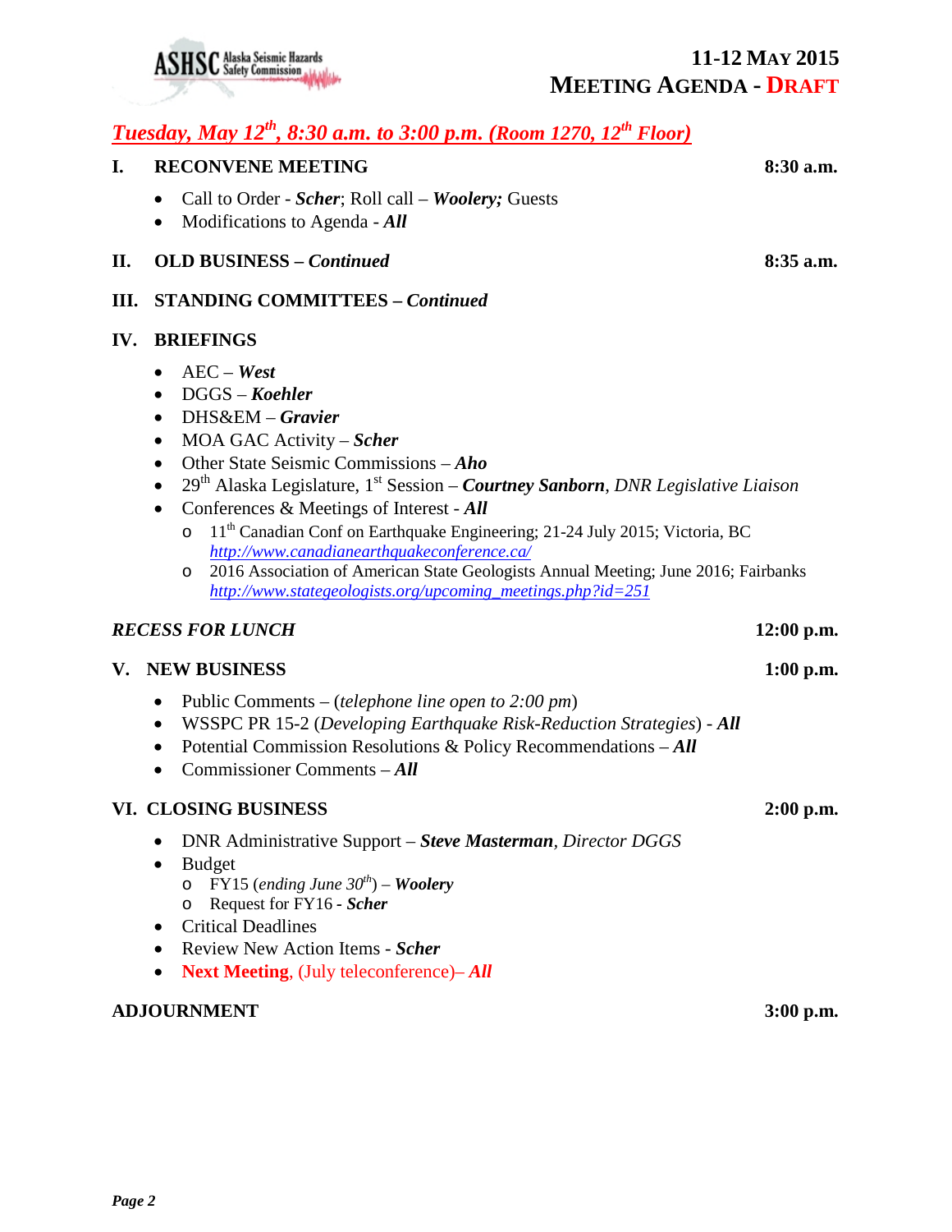**11-12 MAY 2015**
**MEETING AGENDA - DRAFT**

## *Tuesday, May 12th, 8:30 a.m. to 3:00 p.m. (Room 1270, 12th Floor)*

**I. RECONVENE MEETING** **8:30 a.m.**

- Call to Order - ***Scher***; Roll call – ***Woolery;*** Guests
- Modifications to Agenda - ***All***

**II. OLD BUSINESS – *Continued*** **8:35 a.m.**

**III. STANDING COMMITTEES – *Continued***

**IV. BRIEFINGS**

- AEC – ***West***
- DGGS – ***Koehler***
- DHS&EM – ***Gravier***
- MOA GAC Activity – ***Scher***
- Other State Seismic Commissions – ***Aho***
- 29th Alaska Legislature, 1st Session – ***Courtney Sanborn***, *DNR Legislative Liaison*
- Conferences & Meetings of Interest - ***All***
  - 11th Canadian Conf on Earthquake Engineering; 21-24 July 2015; Victoria, BC *http://www.canadianearthquakeconference.ca/*
  - 2016 Association of American State Geologists Annual Meeting; June 2016; Fairbanks *http://www.stategeologists.org/upcoming_meetings.php?id=251*

***RECESS FOR LUNCH*** **12:00 p.m.**

**V. NEW BUSINESS** **1:00 p.m.**

- Public Comments – (*telephone line open to 2:00 pm*)
- WSSPC PR 15-2 (*Developing Earthquake Risk-Reduction Strategies*) - ***All***
- Potential Commission Resolutions & Policy Recommendations – ***All***
- Commissioner Comments – ***All***

**VI. CLOSING BUSINESS** **2:00 p.m.**

- DNR Administrative Support – ***Steve Masterman***, *Director DGGS*
- Budget
  - FY15 (*ending June 30th*) – ***Woolery***
  - Request for FY16 - ***Scher***
- Critical Deadlines
- Review New Action Items - ***Scher***
- **Next Meeting**, (July teleconference)– ***All***

**ADJOURNMENT** **3:00 p.m.**